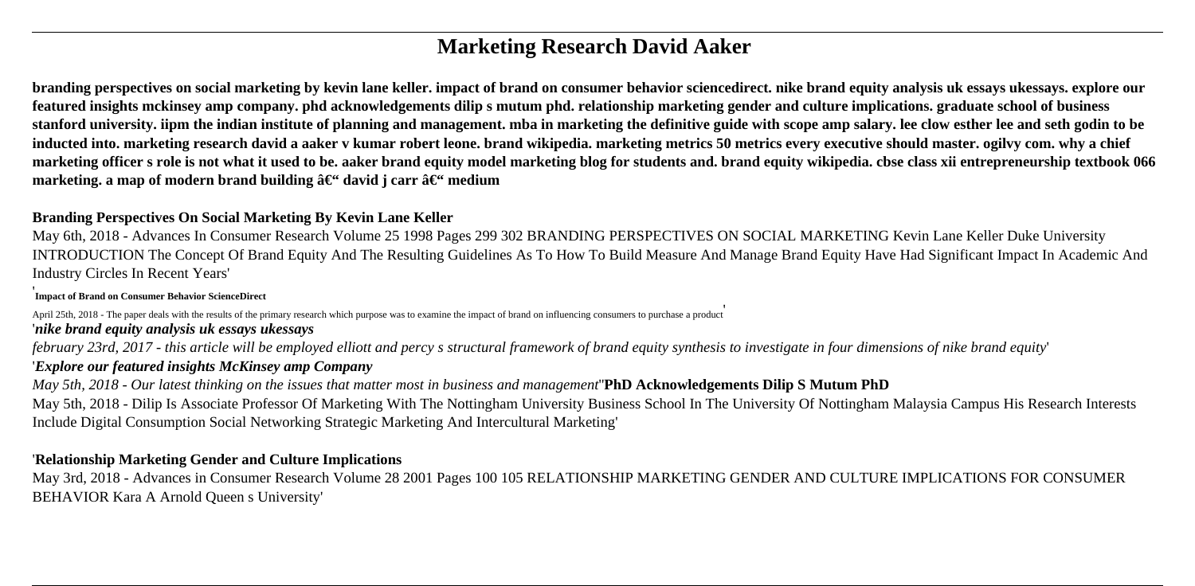# Marketing Research David Aaker

**branding perspectives on social marketing by kevin lane keller. impact of brand on consumer behavior sciencedirect. nike brand equity analysis uk essays ukessays. explore our featured insights mckinsey amp company. phd acknowledgements dilip s mutum phd. relationship marketing gender and culture implications. graduate school of business stanford university. iipm the indian institute of planning and management. mba in marketing the definitive guide with scope amp salary. lee clow esther lee and seth godin to be inducted into. marketing research david a aaker v kumar robert leone. brand wikipedia. marketing metrics 50 metrics every executive should master. ogilvy com. why a chief marketing officer s role is not what it used to be. aaker brand equity model marketing blog for students and. brand equity wikipedia. cbse class xii entrepreneurship textbook 066 marketing. a map of modern brand building â€" david j carr â€" medium**

## Branding Perspectives On Social Marketing By Kevin Lane Keller

May 6th, 2018 - Advances In Consumer Research Volume 25 1998 Pages 299 302 BRANDING PERSPECTIVES ON SOCIAL MARKETING Kevin Lane Keller Duke University INTRODUCTION The Concept Of Brand Equity And The Resulting Guidelines As To How To Build Measure And Manage Brand Equity Have Had Significant Impact In Academic And Industry Circles In Recent Years'

'**Impact of Brand on Consumer Behavior ScienceDirect**

April 25th, 2018 - The paper deals with the results of the primary research which purpose was to examine the impact of brand on influencing consumers to purchase a product'

'***nike brand equity analysis uk essays ukessays***

*february 23rd, 2017 - this article will be employed elliott and percy s structural framework of brand equity synthesis to investigate in four dimensions of nike brand equity*'

'***Explore our featured insights McKinsey amp Company***

*May 5th, 2018 - Our latest thinking on the issues that matter most in business and management*''**PhD Acknowledgements Dilip S Mutum PhD**

May 5th, 2018 - Dilip Is Associate Professor Of Marketing With The Nottingham University Business School In The University Of Nottingham Malaysia Campus His Research Interests Include Digital Consumption Social Networking Strategic Marketing And Intercultural Marketing'

'**Relationship Marketing Gender and Culture Implications**

May 3rd, 2018 - Advances in Consumer Research Volume 28 2001 Pages 100 105 RELATIONSHIP MARKETING GENDER AND CULTURE IMPLICATIONS FOR CONSUMER BEHAVIOR Kara A Arnold Queen s University'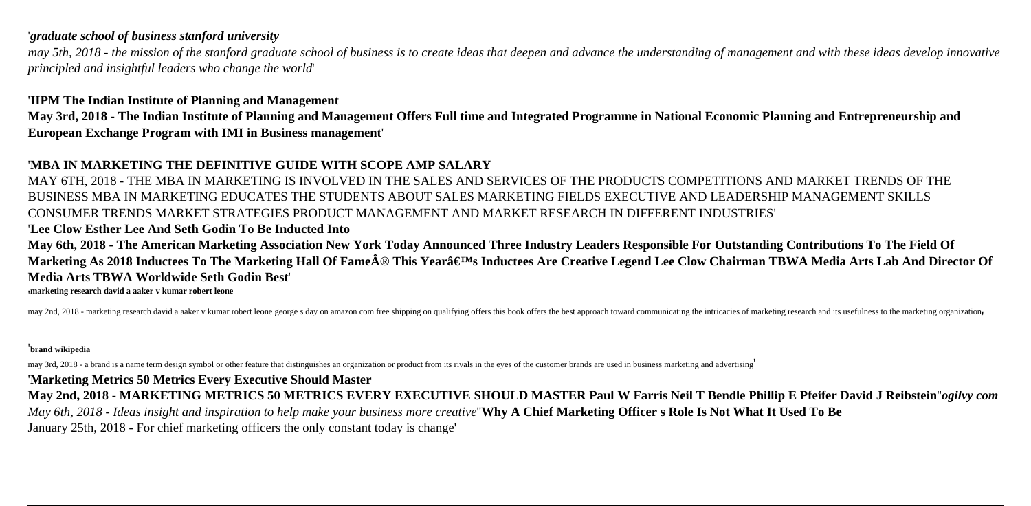'*graduate school of business stanford university*

*may 5th, 2018 - the mission of the stanford graduate school of business is to create ideas that deepen and advance the understanding of management and with these ideas develop innovative principled and insightful leaders who change the world*'

'**IIPM The Indian Institute of Planning and Management**

**May 3rd, 2018 - The Indian Institute of Planning and Management Offers Full time and Integrated Programme in National Economic Planning and Entrepreneurship and European Exchange Program with IMI in Business management**'

'MBA IN MARKETING THE DEFINITIVE GUIDE WITH SCOPE AMP SALARY

MAY 6TH, 2018 - THE MBA IN MARKETING IS INVOLVED IN THE SALES AND SERVICES OF THE PRODUCTS COMPETITIONS AND MARKET TRENDS OF THE BUSINESS MBA IN MARKETING EDUCATES THE STUDENTS ABOUT SALES MARKETING FIELDS EXECUTIVE AND LEADERSHIP MANAGEMENT SKILLS CONSUMER TRENDS MARKET STRATEGIES PRODUCT MANAGEMENT AND MARKET RESEARCH IN DIFFERENT INDUSTRIES'

'Lee Clow Esther Lee And Seth Godin To Be Inducted Into

**May 6th, 2018 - The American Marketing Association New York Today Announced Three Industry Leaders Responsible For Outstanding Contributions To The Field Of Marketing As 2018 Inductees To The Marketing Hall Of FameÂ® This Yearâ€™s Inductees Are Creative Legend Lee Clow Chairman TBWA Media Arts Lab And Director Of Media Arts TBWA Worldwide Seth Godin Best**'

'**marketing research david a aaker v kumar robert leone**

may 2nd, 2018 - marketing research david a aaker v kumar robert leone george s day on amazon com free shipping on qualifying offers this book offers the best approach toward communicating the intricacies of marketing research and its usefulness to the marketing organization'

'**brand wikipedia**

may 3rd, 2018 - a brand is a name term design symbol or other feature that distinguishes an organization or product from its rivals in the eyes of the customer brands are used in business marketing and advertising'

'**Marketing Metrics 50 Metrics Every Executive Should Master**

**May 2nd, 2018 - MARKETING METRICS 50 METRICS EVERY EXECUTIVE SHOULD MASTER Paul W Farris Neil T Bendle Phillip E Pfeifer David J Reibstein**''*ogilvy com*

*May 6th, 2018 - Ideas insight and inspiration to help make your business more creative*''**Why A Chief Marketing Officer s Role Is Not What It Used To Be**

January 25th, 2018 - For chief marketing officers the only constant today is change'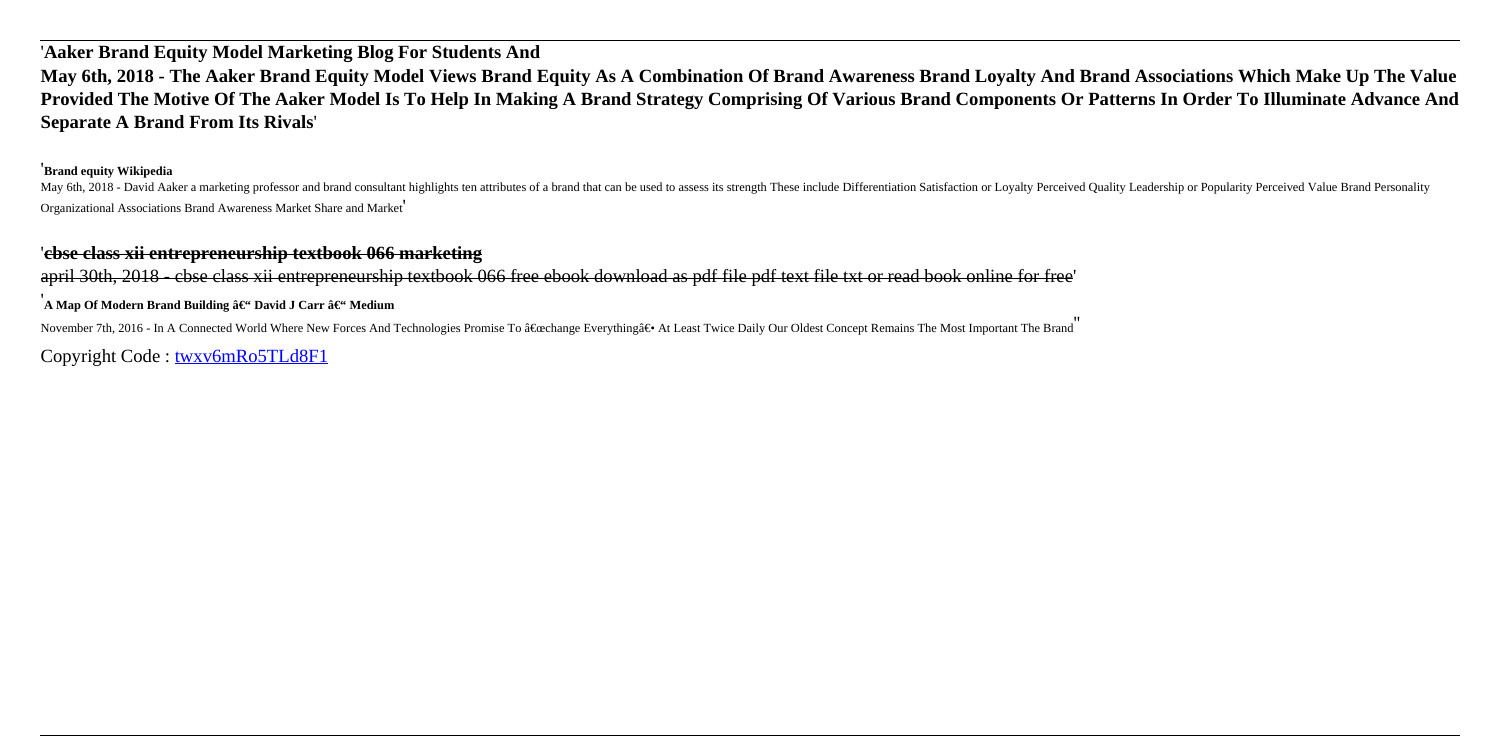'**Aaker Brand Equity Model Marketing Blog For Students And**
**May 6th, 2018 - The Aaker Brand Equity Model Views Brand Equity As A Combination Of Brand Awareness Brand Loyalty And Brand Associations Which Make Up The Value Provided The Motive Of The Aaker Model Is To Help In Making A Brand Strategy Comprising Of Various Brand Components Or Patterns In Order To Illuminate Advance And Separate A Brand From Its Rivals**'

'**Brand equity Wikipedia**
May 6th, 2018 - David Aaker a marketing professor and brand consultant highlights ten attributes of a brand that can be used to assess its strength These include Differentiation Satisfaction or Loyalty Perceived Quality Leadership or Popularity Perceived Value Brand Personality Organizational Associations Brand Awareness Market Share and Market'

'~~**cbse class xii entrepreneurship textbook 066 marketing**~~
~~april 30th, 2018 - cbse class xii entrepreneurship textbook 066 free ebook download as pdf file pdf text file txt or read book online for free~~'

'**A Map Of Modern Brand Building â€“ David J Carr â€“ Medium**
November 7th, 2016 - In A Connected World Where New Forces And Technologies Promise To â€œchange Everythingâ€• At Least Twice Daily Our Oldest Concept Remains The Most Important The Brand''

Copyright Code : twxv6mRo5TLd8F1